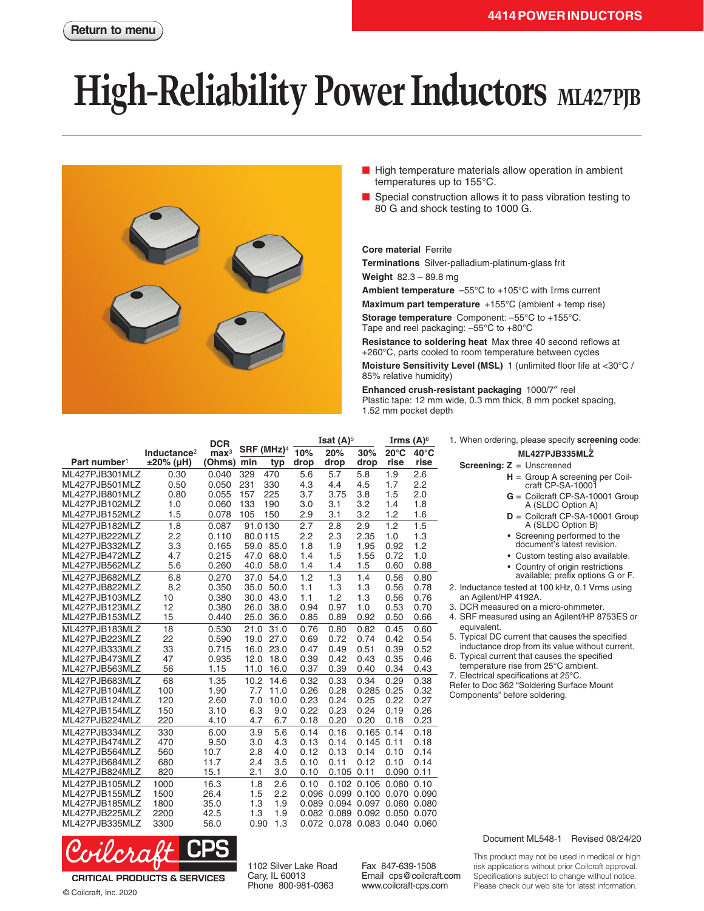Return to menu

4414 POWER INDUCTORS

# High-Reliability Power Inductors ML427PJB

- High temperature materials allow operation in ambient temperatures up to 155°C.
- Special construction allows it to pass vibration testing to 80 G and shock testing to 1000 G.

**Core material** Ferrite

**Terminations** Silver-palladium-platinum-glass frit

**Weight** 82.3 – 89.8 mg

**Ambient temperature** –55°C to +105°C with Irms current

**Maximum part temperature** +155°C (ambient + temp rise)

**Storage temperature** Component: –55°C to +155°C. Tape and reel packaging: –55°C to +80°C

**Resistance to soldering heat** Max three 40 second reflows at +260°C, parts cooled to room temperature between cycles

**Moisture Sensitivity Level (MSL)** 1 (unlimited floor life at <30°C / 85% relative humidity)

**Enhanced crush-resistant packaging** 1000/7″ reel
Plastic tape: 12 mm wide, 0.3 mm thick, 8 mm pocket spacing, 1.52 mm pocket depth

| Part number[1] | Inductance[2] ±20% (µH) | DCR max[3] (Ohms) | SRF (MHz)[4] | | Isat (A)[5] | | | Irms (A)[6] | |
|---|---|---|---|---|---|---|---|---|---|
| | | | min | typ | 10% drop | 20% drop | 30% drop | 20°C rise | 40°C rise |
| ML427PJB301MLZ | 0.30 | 0.040 | 329 | 470 | 5.6 | 5.7 | 5.8 | 1.9 | 2.6 |
| ML427PJB501MLZ | 0.50 | 0.050 | 231 | 330 | 4.3 | 4.4 | 4.5 | 1.7 | 2.2 |
| ML427PJB801MLZ | 0.80 | 0.055 | 157 | 225 | 3.7 | 3.75 | 3.8 | 1.5 | 2.0 |
| ML427PJB102MLZ | 1.0 | 0.060 | 133 | 190 | 3.0 | 3.1 | 3.2 | 1.4 | 1.8 |
| ML427PJB152MLZ | 1.5 | 0.078 | 105 | 150 | 2.9 | 3.1 | 3.2 | 1.2 | 1.6 |
| ML427PJB182MLZ | 1.8 | 0.087 | 91.0 | 130 | 2.7 | 2.8 | 2.9 | 1.2 | 1.5 |
| ML427PJB222MLZ | 2.2 | 0.110 | 80.0 | 115 | 2.2 | 2.3 | 2.35 | 1.0 | 1.3 |
| ML427PJB332MLZ | 3.3 | 0.165 | 59.0 | 85.0 | 1.8 | 1.9 | 1.95 | 0.92 | 1.2 |
| ML427PJB472MLZ | 4.7 | 0.215 | 47.0 | 68.0 | 1.4 | 1.5 | 1.55 | 0.72 | 1.0 |
| ML427PJB562MLZ | 5.6 | 0.260 | 40.0 | 58.0 | 1.4 | 1.4 | 1.5 | 0.60 | 0.88 |
| ML427PJB682MLZ | 6.8 | 0.270 | 37.0 | 54.0 | 1.2 | 1.3 | 1.4 | 0.56 | 0.80 |
| ML427PJB822MLZ | 8.2 | 0.350 | 35.0 | 50.0 | 1.1 | 1.3 | 1.3 | 0.56 | 0.78 |
| ML427PJB103MLZ | 10 | 0.380 | 30.0 | 43.0 | 1.1 | 1.2 | 1.3 | 0.56 | 0.76 |
| ML427PJB123MLZ | 12 | 0.380 | 26.0 | 38.0 | 0.94 | 0.97 | 1.0 | 0.53 | 0.70 |
| ML427PJB153MLZ | 15 | 0.440 | 25.0 | 36.0 | 0.85 | 0.89 | 0.92 | 0.50 | 0.66 |
| ML427PJB183MLZ | 18 | 0.530 | 21.0 | 31.0 | 0.76 | 0.80 | 0.82 | 0.45 | 0.60 |
| ML427PJB223MLZ | 22 | 0.590 | 19.0 | 27.0 | 0.69 | 0.72 | 0.74 | 0.42 | 0.54 |
| ML427PJB333MLZ | 33 | 0.715 | 16.0 | 23.0 | 0.47 | 0.49 | 0.51 | 0.39 | 0.52 |
| ML427PJB473MLZ | 47 | 0.935 | 12.0 | 18.0 | 0.39 | 0.42 | 0.43 | 0.35 | 0.46 |
| ML427PJB563MLZ | 56 | 1.15 | 11.0 | 16.0 | 0.37 | 0.39 | 0.40 | 0.34 | 0.43 |
| ML427PJB683MLZ | 68 | 1.35 | 10.2 | 14.6 | 0.32 | 0.33 | 0.34 | 0.29 | 0.38 |
| ML427PJB104MLZ | 100 | 1.90 | 7.7 | 11.0 | 0.26 | 0.28 | 0.285 | 0.25 | 0.32 |
| ML427PJB124MLZ | 120 | 2.60 | 7.0 | 10.0 | 0.23 | 0.24 | 0.25 | 0.22 | 0.27 |
| ML427PJB154MLZ | 150 | 3.10 | 6.3 | 9.0 | 0.22 | 0.23 | 0.24 | 0.19 | 0.26 |
| ML427PJB224MLZ | 220 | 4.10 | 4.7 | 6.7 | 0.18 | 0.20 | 0.20 | 0.18 | 0.23 |
| ML427PJB334MLZ | 330 | 6.00 | 3.9 | 5.6 | 0.14 | 0.16 | 0.165 | 0.14 | 0.18 |
| ML427PJB474MLZ | 470 | 9.50 | 3.0 | 4.3 | 0.13 | 0.14 | 0.145 | 0.11 | 0.18 |
| ML427PJB564MLZ | 560 | 10.7 | 2.8 | 4.0 | 0.12 | 0.13 | 0.14 | 0.10 | 0.14 |
| ML427PJB684MLZ | 680 | 11.7 | 2.4 | 3.5 | 0.10 | 0.11 | 0.12 | 0.10 | 0.14 |
| ML427PJB824MLZ | 820 | 15.1 | 2.1 | 3.0 | 0.10 | 0.105 | 0.11 | 0.090 | 0.11 |
| ML427PJB105MLZ | 1000 | 16.3 | 1.8 | 2.6 | 0.10 | 0.102 | 0.106 | 0.080 | 0.10 |
| ML427PJB155MLZ | 1500 | 26.4 | 1.5 | 2.2 | 0.096 | 0.099 | 0.100 | 0.070 | 0.090 |
| ML427PJB185MLZ | 1800 | 35.0 | 1.3 | 1.9 | 0.089 | 0.094 | 0.097 | 0.060 | 0.080 |
| ML427PJB225MLZ | 2200 | 42.5 | 1.3 | 1.9 | 0.082 | 0.089 | 0.092 | 0.050 | 0.070 |
| ML427PJB335MLZ | 3300 | 56.0 | 0.90 | 1.3 | 0.072 | 0.078 | 0.083 | 0.040 | 0.060 |

1. When ordering, please specify **screening** code:
   **ML427PJB335MLZ**
   **Screening: Z** = Unscreened
   **H** = Group A screening per Coilcraft CP-SA-10001
   **G** = Coilcraft CP-SA-10001 Group A (SLDC Option A)
   **D** = Coilcraft CP-SA-10001 Group A (SLDC Option B)
   - Screening performed to the document's latest revision.
   - Custom testing also available.
   - Country of origin restrictions available; prefix options G or F.
2. Inductance tested at 100 kHz, 0.1 Vrms using an Agilent/HP 4192A.
3. DCR measured on a micro-ohmmeter.
4. SRF measured using an Agilent/HP 8753ES or equivalent.
5. Typical DC current that causes the specified inductance drop from its value without current.
6. Typical current that causes the specified temperature rise from 25°C ambient.
7. Electrical specifications at 25°C.

Refer to Doc 362 "Soldering Surface Mount Components" before soldering.

Document ML548-1 Revised 08/24/20

Coilcraft CPS
CRITICAL PRODUCTS & SERVICES
© Coilcraft, Inc. 2020

1102 Silver Lake Road
Cary, IL 60013
Phone 800-981-0363

Fax 847-639-1508
Email cps@coilcraft.com
www.coilcraft-cps.com

This product may not be used in medical or high risk applications without prior Coilcraft approval. Specifications subject to change without notice. Please check our web site for latest information.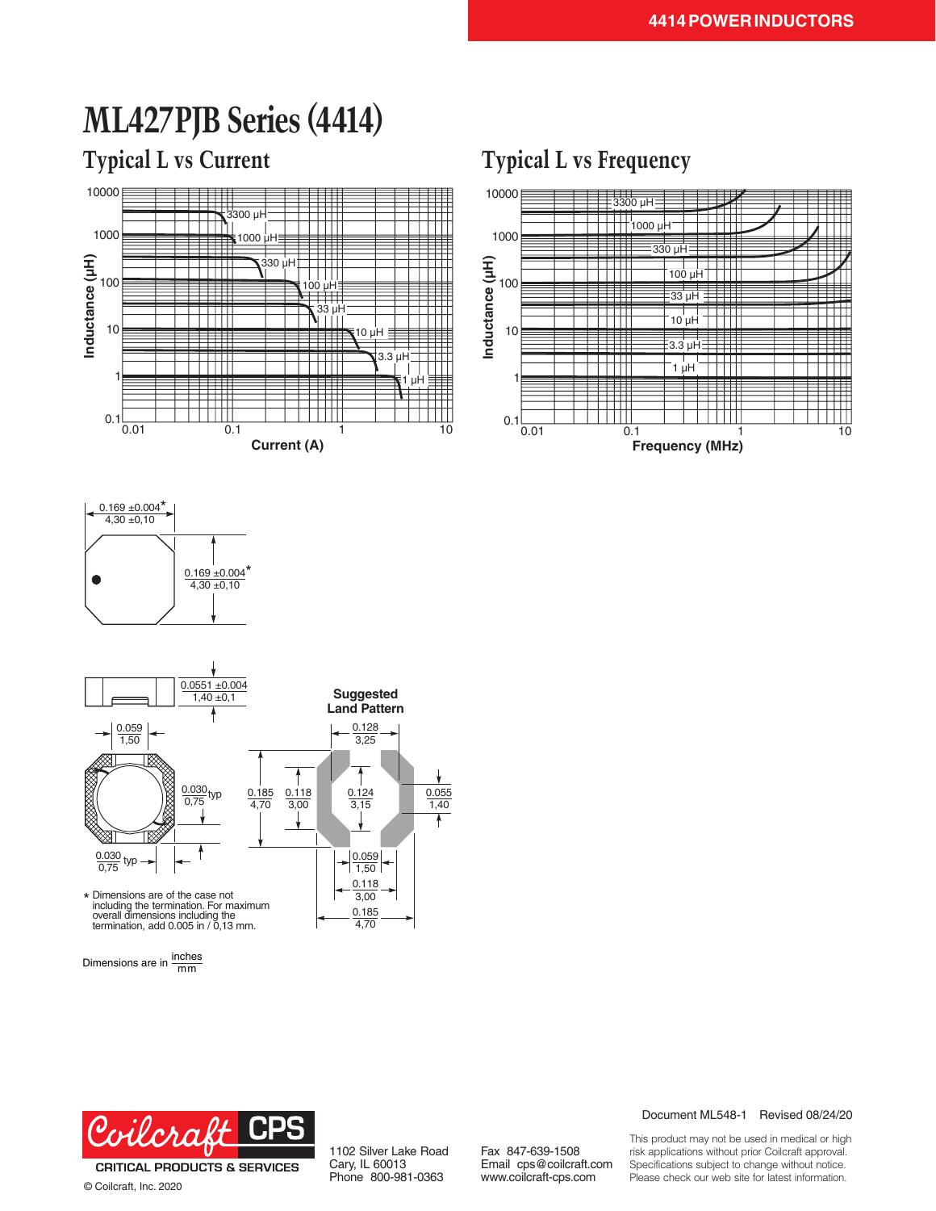# ML427PJB Series (4414)

## Typical L vs Current

10000
1000
100
10
1
0.1

Inductance (µH)

0.01
0.1
1
10

Current (A)

3300 µH
1000 µH
330 µH
100 µH
33 µH
10 µH
3.3 µH
1 µH

## Typical L vs Frequency

10000
1000
100
10
1
0.1

Inductance (µH)

0.01
0.1
1
10

Frequency (MHz)

3300 µH
1000 µH
330 µH
100 µH
33 µH
10 µH
3.3 µH
1 µH

0.169 ±0.004*
4,30 ±0,10

0.169 ±0.004*
4,30 ±0,10

0.0551 ±0.004
1,40 ±0,1

0.059
1,50

0.030
0,75
typ

0.030
0,75
typ

**Suggested Land Pattern**

0.128
3,25

0.185
4,70

0.118
3,00

0.124
3,15

0.055
1,40

0.059
1,50

0.118
3,00

0.185
4,70

* Dimensions are of the case not including the termination. For maximum overall dimensions including the termination, add 0.005 in / 0,13 mm.

Dimensions are in inches / mm

Document ML548-1 Revised 08/24/20

CRITICAL PRODUCTS & SERVICES

© Coilcraft, Inc. 2020

1102 Silver Lake Road
Cary, IL 60013
Phone 800-981-0363

Fax 847-639-1508
Email cps@coilcraft.com
www.coilcraft-cps.com

This product may not be used in medical or high risk applications without prior Coilcraft approval. Specifications subject to change without notice. Please check our web site for latest information.